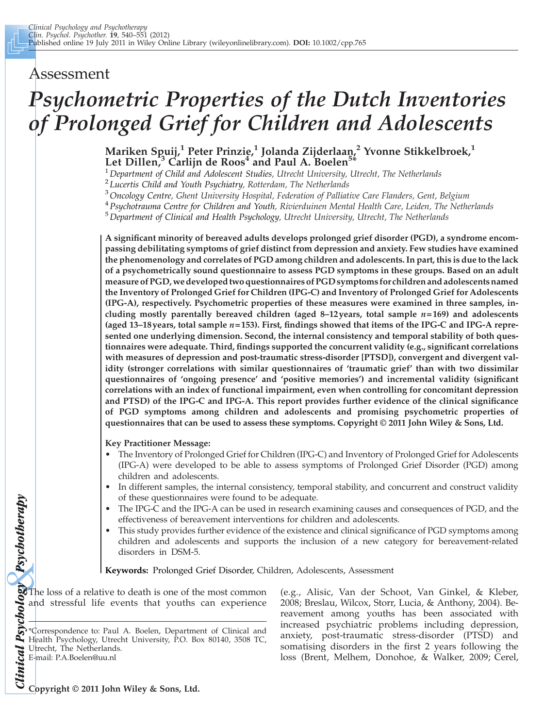Assessment

# Psychometric Properties of the Dutch Inventories of Prolonged Grief for Children and Adolescents

Mariken Spuij,[1] Peter Prinzie,[1] Jolanda Zijderlaan,[2] Yvonne Stikkelbroek,[1] Let Dillen,[3] Carlijn de Roos[4] and Paul A. Boelen[5]*

[1] *Department of Child and Adolescent Studies, Utrecht University, Utrecht, The Netherlands*
[2] *Lucertis Child and Youth Psychiatry, Rotterdam, The Netherlands*
[3] *Oncology Centre, Ghent University Hospital, Federation of Palliative Care Flanders, Gent, Belgium*
[4] *Psychotrauma Centre for Children and Youth, Rivierduinen Mental Health Care, Leiden, The Netherlands*
[5] *Department of Clinical and Health Psychology, Utrecht University, Utrecht, The Netherlands*

**A significant minority of bereaved adults develops prolonged grief disorder (PGD), a syndrome encompassing debilitating symptoms of grief distinct from depression and anxiety. Few studies have examined the phenomenology and correlates of PGD among children and adolescents. In part, this is due to the lack of a psychometrically sound questionnaire to assess PGD symptoms in these groups. Based on an adult measure of PGD, we developed two questionnaires of PGD symptoms for children and adolescents named the Inventory of Prolonged Grief for Children (IPG-C) and Inventory of Prolonged Grief for Adolescents (IPG-A), respectively. Psychometric properties of these measures were examined in three samples, including mostly parentally bereaved children (aged 8–12 years, total sample *n*=169) and adolescents (aged 13–18 years, total sample *n*=153). First, findings showed that items of the IPG-C and IPG-A represented one underlying dimension. Second, the internal consistency and temporal stability of both questionnaires were adequate. Third, findings supported the concurrent validity (e.g., significant correlations with measures of depression and post-traumatic stress-disorder [PTSD]), convergent and divergent validity (stronger correlations with similar questionnaires of 'traumatic grief' than with two dissimilar questionnaires of 'ongoing presence' and 'positive memories') and incremental validity (significant correlations with an index of functional impairment, even when controlling for concomitant depression and PTSD) of the IPG-C and IPG-A. This report provides further evidence of the clinical significance of PGD symptoms among children and adolescents and promising psychometric properties of questionnaires that can be used to assess these symptoms. Copyright © 2011 John Wiley & Sons, Ltd.**

**Key Practitioner Message:**

- The Inventory of Prolonged Grief for Children (IPG-C) and Inventory of Prolonged Grief for Adolescents (IPG-A) were developed to be able to assess symptoms of Prolonged Grief Disorder (PGD) among children and adolescents.
- In different samples, the internal consistency, temporal stability, and concurrent and construct validity of these questionnaires were found to be adequate.
- The IPG-C and the IPG-A can be used in research examining causes and consequences of PGD, and the effectiveness of bereavement interventions for children and adolescents.
- This study provides further evidence of the existence and clinical significance of PGD symptoms among children and adolescents and supports the inclusion of a new category for bereavement-related disorders in DSM-5.

**Keywords:** Prolonged Grief Disorder, Children, Adolescents, Assessment

The loss of a relative to death is one of the most common and stressful life events that youths can experience (e.g., Alisic, Van der Schoot, Van Ginkel, & Kleber, 2008; Breslau, Wilcox, Storr, Lucia, & Anthony, 2004). Bereavement among youths has been associated with increased psychiatric problems including depression, anxiety, post-traumatic stress-disorder (PTSD) and somatising disorders in the first 2 years following the loss (Brent, Melhem, Donohoe, & Walker, 2009; Cerel,

*Correspondence to: Paul A. Boelen, Department of Clinical and Health Psychology, Utrecht University, P.O. Box 80140, 3508 TC, Utrecht, The Netherlands.
E-mail: P.A.Boelen@uu.nl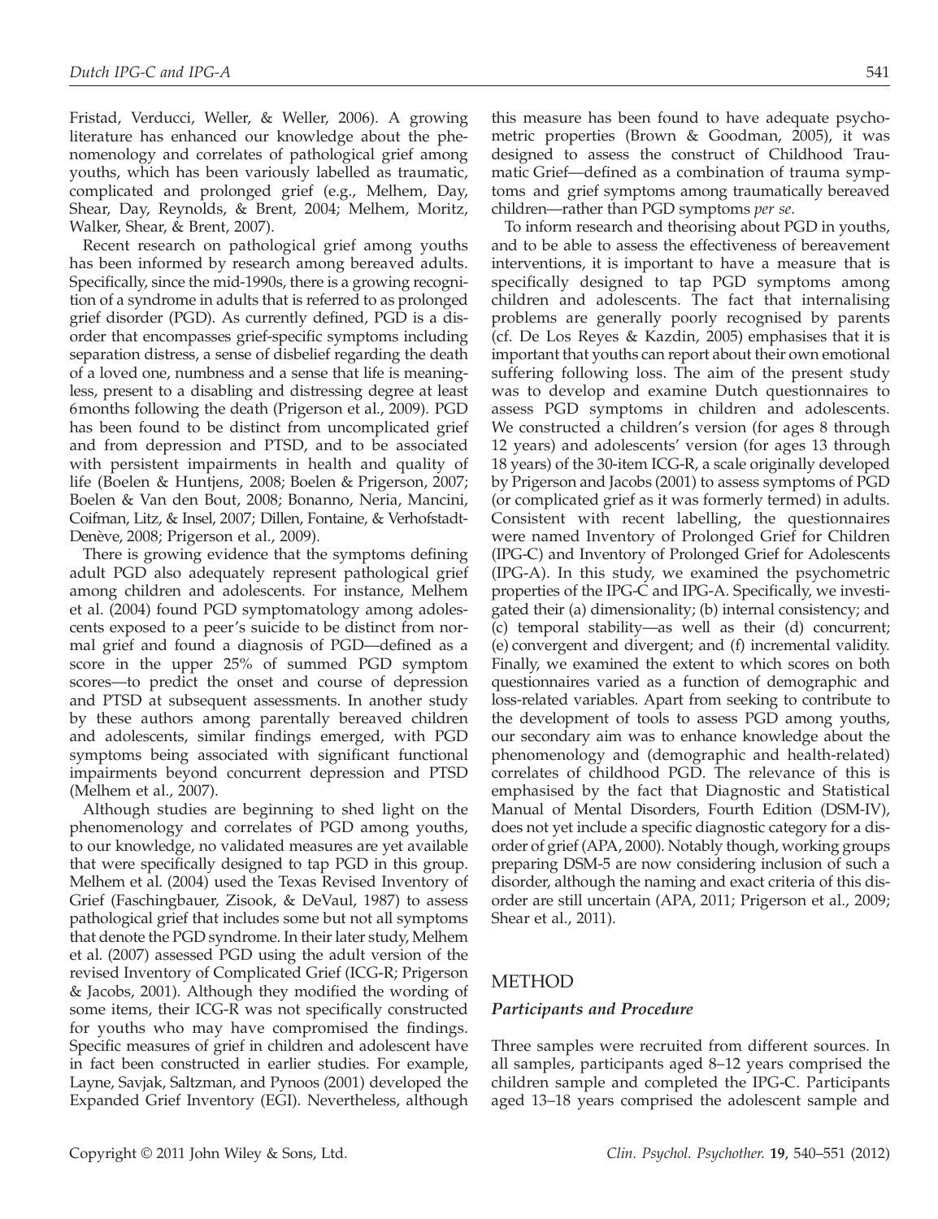Fristad, Verducci, Weller, & Weller, 2006). A growing literature has enhanced our knowledge about the phenomenology and correlates of pathological grief among youths, which has been variously labelled as traumatic, complicated and prolonged grief (e.g., Melhem, Day, Shear, Day, Reynolds, & Brent, 2004; Melhem, Moritz, Walker, Shear, & Brent, 2007).

Recent research on pathological grief among youths has been informed by research among bereaved adults. Specifically, since the mid-1990s, there is a growing recognition of a syndrome in adults that is referred to as prolonged grief disorder (PGD). As currently defined, PGD is a disorder that encompasses grief-specific symptoms including separation distress, a sense of disbelief regarding the death of a loved one, numbness and a sense that life is meaningless, present to a disabling and distressing degree at least 6 months following the death (Prigerson et al., 2009). PGD has been found to be distinct from uncomplicated grief and from depression and PTSD, and to be associated with persistent impairments in health and quality of life (Boelen & Huntjens, 2008; Boelen & Prigerson, 2007; Boelen & Van den Bout, 2008; Bonanno, Neria, Mancini, Coifman, Litz, & Insel, 2007; Dillen, Fontaine, & Verhofstadt-Denève, 2008; Prigerson et al., 2009).

There is growing evidence that the symptoms defining adult PGD also adequately represent pathological grief among children and adolescents. For instance, Melhem et al. (2004) found PGD symptomatology among adolescents exposed to a peer's suicide to be distinct from normal grief and found a diagnosis of PGD—defined as a score in the upper 25% of summed PGD symptom scores—to predict the onset and course of depression and PTSD at subsequent assessments. In another study by these authors among parentally bereaved children and adolescents, similar findings emerged, with PGD symptoms being associated with significant functional impairments beyond concurrent depression and PTSD (Melhem et al., 2007).

Although studies are beginning to shed light on the phenomenology and correlates of PGD among youths, to our knowledge, no validated measures are yet available that were specifically designed to tap PGD in this group. Melhem et al. (2004) used the Texas Revised Inventory of Grief (Faschingbauer, Zisook, & DeVaul, 1987) to assess pathological grief that includes some but not all symptoms that denote the PGD syndrome. In their later study, Melhem et al. (2007) assessed PGD using the adult version of the revised Inventory of Complicated Grief (ICG-R; Prigerson & Jacobs, 2001). Although they modified the wording of some items, their ICG-R was not specifically constructed for youths who may have compromised the findings. Specific measures of grief in children and adolescent have in fact been constructed in earlier studies. For example, Layne, Savjak, Saltzman, and Pynoos (2001) developed the Expanded Grief Inventory (EGI). Nevertheless, although this measure has been found to have adequate psychometric properties (Brown & Goodman, 2005), it was designed to assess the construct of Childhood Traumatic Grief—defined as a combination of trauma symptoms and grief symptoms among traumatically bereaved children—rather than PGD symptoms *per se*.

To inform research and theorising about PGD in youths, and to be able to assess the effectiveness of bereavement interventions, it is important to have a measure that is specifically designed to tap PGD symptoms among children and adolescents. The fact that internalising problems are generally poorly recognised by parents (cf. De Los Reyes & Kazdin, 2005) emphasises that it is important that youths can report about their own emotional suffering following loss. The aim of the present study was to develop and examine Dutch questionnaires to assess PGD symptoms in children and adolescents. We constructed a children's version (for ages 8 through 12 years) and adolescents' version (for ages 13 through 18 years) of the 30-item ICG-R, a scale originally developed by Prigerson and Jacobs (2001) to assess symptoms of PGD (or complicated grief as it was formerly termed) in adults. Consistent with recent labelling, the questionnaires were named Inventory of Prolonged Grief for Children (IPG-C) and Inventory of Prolonged Grief for Adolescents (IPG-A). In this study, we examined the psychometric properties of the IPG-C and IPG-A. Specifically, we investigated their (a) dimensionality; (b) internal consistency; and (c) temporal stability—as well as their (d) concurrent; (e) convergent and divergent; and (f) incremental validity. Finally, we examined the extent to which scores on both questionnaires varied as a function of demographic and loss-related variables. Apart from seeking to contribute to the development of tools to assess PGD among youths, our secondary aim was to enhance knowledge about the phenomenology and (demographic and health-related) correlates of childhood PGD. The relevance of this is emphasised by the fact that Diagnostic and Statistical Manual of Mental Disorders, Fourth Edition (DSM-IV), does not yet include a specific diagnostic category for a disorder of grief (APA, 2000). Notably though, working groups preparing DSM-5 are now considering inclusion of such a disorder, although the naming and exact criteria of this disorder are still uncertain (APA, 2011; Prigerson et al., 2009; Shear et al., 2011).

## METHOD

### Participants and Procedure

Three samples were recruited from different sources. In all samples, participants aged 8–12 years comprised the children sample and completed the IPG-C. Participants aged 13–18 years comprised the adolescent sample and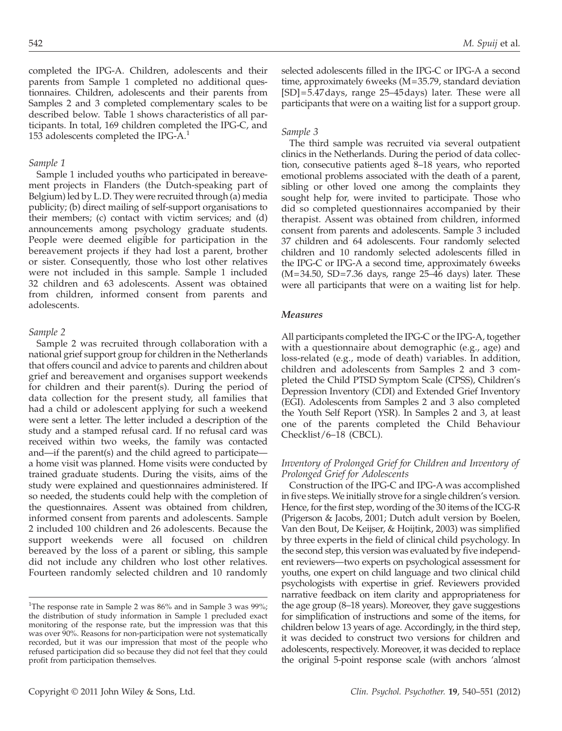completed the IPG-A. Children, adolescents and their parents from Sample 1 completed no additional questionnaires. Children, adolescents and their parents from Samples 2 and 3 completed complementary scales to be described below. Table 1 shows characteristics of all participants. In total, 169 children completed the IPG-C, and 153 adolescents completed the IPG-A.[1]

*Sample 1*

Sample 1 included youths who participated in bereavement projects in Flanders (the Dutch-speaking part of Belgium) led by L.D. They were recruited through (a) media publicity; (b) direct mailing of self-support organisations to their members; (c) contact with victim services; and (d) announcements among psychology graduate students. People were deemed eligible for participation in the bereavement projects if they had lost a parent, brother or sister. Consequently, those who lost other relatives were not included in this sample. Sample 1 included 32 children and 63 adolescents. Assent was obtained from children, informed consent from parents and adolescents.

*Sample 2*

Sample 2 was recruited through collaboration with a national grief support group for children in the Netherlands that offers council and advice to parents and children about grief and bereavement and organises support weekends for children and their parent(s). During the period of data collection for the present study, all families that had a child or adolescent applying for such a weekend were sent a letter. The letter included a description of the study and a stamped refusal card. If no refusal card was received within two weeks, the family was contacted and—if the parent(s) and the child agreed to participate—a home visit was planned. Home visits were conducted by trained graduate students. During the visits, aims of the study were explained and questionnaires administered. If so needed, the students could help with the completion of the questionnaires. Assent was obtained from children, informed consent from parents and adolescents. Sample 2 included 100 children and 26 adolescents. Because the support weekends were all focused on children bereaved by the loss of a parent or sibling, this sample did not include any children who lost other relatives. Fourteen randomly selected children and 10 randomly selected adolescents filled in the IPG-C or IPG-A a second time, approximately 6 weeks (M = 35.79, standard deviation [SD] = 5.47 days, range 25–45 days) later. These were all participants that were on a waiting list for a support group.

*Sample 3*

The third sample was recruited via several outpatient clinics in the Netherlands. During the period of data collection, consecutive patients aged 8–18 years, who reported emotional problems associated with the death of a parent, sibling or other loved one among the complaints they sought help for, were invited to participate. Those who did so completed questionnaires accompanied by their therapist. Assent was obtained from children, informed consent from parents and adolescents. Sample 3 included 37 children and 64 adolescents. Four randomly selected children and 10 randomly selected adolescents filled in the IPG-C or IPG-A a second time, approximately 6 weeks (M = 34.50, SD = 7.36 days, range 25–46 days) later. These were all participants that were on a waiting list for help.

### Measures

All participants completed the IPG-C or the IPG-A, together with a questionnaire about demographic (e.g., age) and loss-related (e.g., mode of death) variables. In addition, children and adolescents from Samples 2 and 3 completed the Child PTSD Symptom Scale (CPSS), Children's Depression Inventory (CDI) and Extended Grief Inventory (EGI). Adolescents from Samples 2 and 3 also completed the Youth Self Report (YSR). In Samples 2 and 3, at least one of the parents completed the Child Behaviour Checklist/6–18 (CBCL).

*Inventory of Prolonged Grief for Children and Inventory of Prolonged Grief for Adolescents*

Construction of the IPG-C and IPG-A was accomplished in five steps. We initially strove for a single children's version. Hence, for the first step, wording of the 30 items of the ICG-R (Prigerson & Jacobs, 2001; Dutch adult version by Boelen, Van den Bout, De Keijser, & Hoijtink, 2003) was simplified by three experts in the field of clinical child psychology. In the second step, this version was evaluated by five independent reviewers—two experts on psychological assessment for youths, one expert on child language and two clinical child psychologists with expertise in grief. Reviewers provided narrative feedback on item clarity and appropriateness for the age group (8–18 years). Moreover, they gave suggestions for simplification of instructions and some of the items, for children below 13 years of age. Accordingly, in the third step, it was decided to construct two versions for children and adolescents, respectively. Moreover, it was decided to replace the original 5-point response scale (with anchors 'almost

[1]The response rate in Sample 2 was 86% and in Sample 3 was 99%; the distribution of study information in Sample 1 precluded exact monitoring of the response rate, but the impression was that this was over 90%. Reasons for non-participation were not systematically recorded, but it was our impression that most of the people who refused participation did so because they did not feel that they could profit from participation themselves.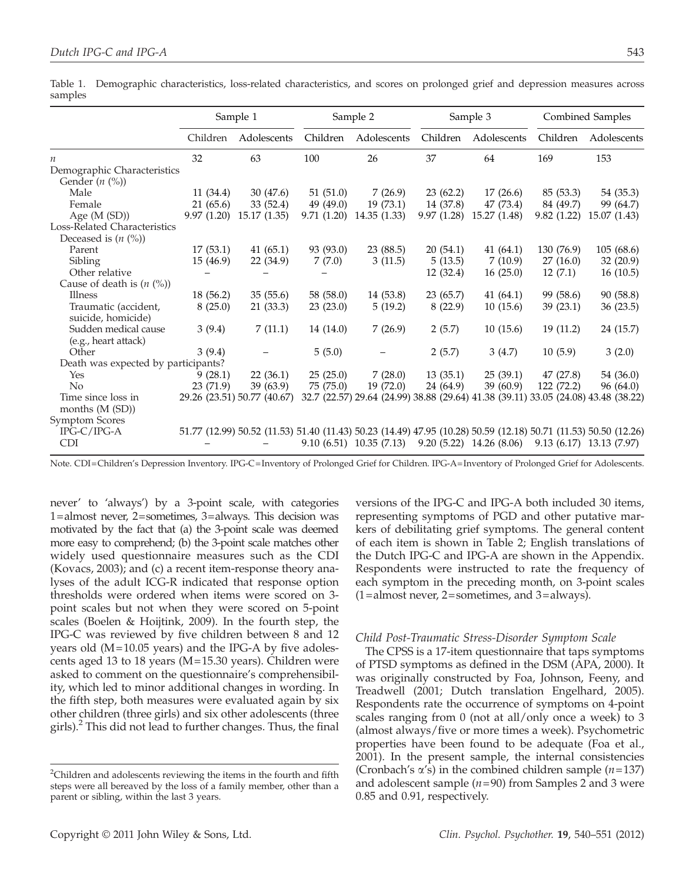Table 1. Demographic characteristics, loss-related characteristics, and scores on prolonged grief and depression measures across samples

| | Sample 1 | | Sample 2 | | Sample 3 | | Combined Samples | |
|---|---|---|---|---|---|---|---|---|
| | Children | Adolescents | Children | Adolescents | Children | Adolescents | Children | Adolescents |
| *n* | 32 | 63 | 100 | 26 | 37 | 64 | 169 | 153 |
| Demographic Characteristics | | | | | | | | |
| Gender (*n* (%)) | | | | | | | | |
| Male | 11 (34.4) | 30 (47.6) | 51 (51.0) | 7 (26.9) | 23 (62.2) | 17 (26.6) | 85 (53.3) | 54 (35.3) |
| Female | 21 (65.6) | 33 (52.4) | 49 (49.0) | 19 (73.1) | 14 (37.8) | 47 (73.4) | 84 (49.7) | 99 (64.7) |
| Age (M (SD)) | 9.97 (1.20) | 15.17 (1.35) | 9.71 (1.20) | 14.35 (1.33) | 9.97 (1.28) | 15.27 (1.48) | 9.82 (1.22) | 15.07 (1.43) |
| Loss-Related Characteristics | | | | | | | | |
| Deceased is (*n* (%)) | | | | | | | | |
| Parent | 17 (53.1) | 41 (65.1) | 93 (93.0) | 23 (88.5) | 20 (54.1) | 41 (64.1) | 130 (76.9) | 105 (68.6) |
| Sibling | 15 (46.9) | 22 (34.9) | 7 (7.0) | 3 (11.5) | 5 (13.5) | 7 (10.9) | 27 (16.0) | 32 (20.9) |
| Other relative | – | – | – | | 12 (32.4) | 16 (25.0) | 12 (7.1) | 16 (10.5) |
| Cause of death is (*n* (%)) | | | | | | | | |
| Illness | 18 (56.2) | 35 (55.6) | 58 (58.0) | 14 (53.8) | 23 (65.7) | 41 (64.1) | 99 (58.6) | 90 (58.8) |
| Traumatic (accident, suicide, homicide) | 8 (25.0) | 21 (33.3) | 23 (23.0) | 5 (19.2) | 8 (22.9) | 10 (15.6) | 39 (23.1) | 36 (23.5) |
| Sudden medical cause (e.g., heart attack) | 3 (9.4) | 7 (11.1) | 14 (14.0) | 7 (26.9) | 2 (5.7) | 10 (15.6) | 19 (11.2) | 24 (15.7) |
| Other | 3 (9.4) | – | 5 (5.0) | – | 2 (5.7) | 3 (4.7) | 10 (5.9) | 3 (2.0) |
| Death was expected by participants? | | | | | | | | |
| Yes | 9 (28.1) | 22 (36.1) | 25 (25.0) | 7 (28.0) | 13 (35.1) | 25 (39.1) | 47 (27.8) | 54 (36.0) |
| No | 23 (71.9) | 39 (63.9) | 75 (75.0) | 19 (72.0) | 24 (64.9) | 39 (60.9) | 122 (72.2) | 96 (64.0) |
| Time since loss in months (M (SD)) | 29.26 (23.51) | 50.77 (40.67) | 32.7 (22.57) | 29.64 (24.99) | 38.88 (29.64) | 41.38 (39.11) | 33.05 (24.08) | 43.48 (38.22) |
| Symptom Scores | | | | | | | | |
| IPG-C/IPG-A | 51.77 (12.99) | 50.52 (11.53) | 51.40 (11.43) | 50.23 (14.49) | 47.95 (10.28) | 50.59 (12.18) | 50.71 (11.53) | 50.50 (12.26) |
| CDI | – | – | 9.10 (6.51) | 10.35 (7.13) | 9.20 (5.22) | 14.26 (8.06) | 9.13 (6.17) | 13.13 (7.97) |

Note. CDI=Children's Depression Inventory. IPG-C=Inventory of Prolonged Grief for Children. IPG-A=Inventory of Prolonged Grief for Adolescents.

never' to 'always') by a 3-point scale, with categories 1=almost never, 2=sometimes, 3=always. This decision was motivated by the fact that (a) the 3-point scale was deemed more easy to comprehend; (b) the 3-point scale matches other widely used questionnaire measures such as the CDI (Kovacs, 2003); and (c) a recent item-response theory analyses of the adult ICG-R indicated that response option thresholds were ordered when items were scored on 3-point scales but not when they were scored on 5-point scales (Boelen & Hoijtink, 2009). In the fourth step, the IPG-C was reviewed by five children between 8 and 12 years old (M=10.05 years) and the IPG-A by five adolescents aged 13 to 18 years (M=15.30 years). Children were asked to comment on the questionnaire's comprehensibility, which led to minor additional changes in wording. In the fifth step, both measures were evaluated again by six other children (three girls) and six other adolescents (three girls).[2] This did not lead to further changes. Thus, the final versions of the IPG-C and IPG-A both included 30 items, representing symptoms of PGD and other putative markers of debilitating grief symptoms. The general content of each item is shown in Table 2; English translations of the Dutch IPG-C and IPG-A are shown in the Appendix. Respondents were instructed to rate the frequency of each symptom in the preceding month, on 3-point scales (1=almost never, 2=sometimes, and 3=always).

[2]Children and adolescents reviewing the items in the fourth and fifth steps were all bereaved by the loss of a family member, other than a parent or sibling, within the last 3 years.

### *Child Post-Traumatic Stress-Disorder Symptom Scale*

The CPSS is a 17-item questionnaire that taps symptoms of PTSD symptoms as defined in the DSM (APA, 2000). It was originally constructed by Foa, Johnson, Feeny, and Treadwell (2001; Dutch translation Engelhard, 2005). Respondents rate the occurrence of symptoms on 4-point scales ranging from 0 (not at all/only once a week) to 3 (almost always/five or more times a week). Psychometric properties have been found to be adequate (Foa et al., 2001). In the present sample, the internal consistencies (Cronbach's $\alpha$'s) in the combined children sample ($n$=137) and adolescent sample ($n$=90) from Samples 2 and 3 were 0.85 and 0.91, respectively.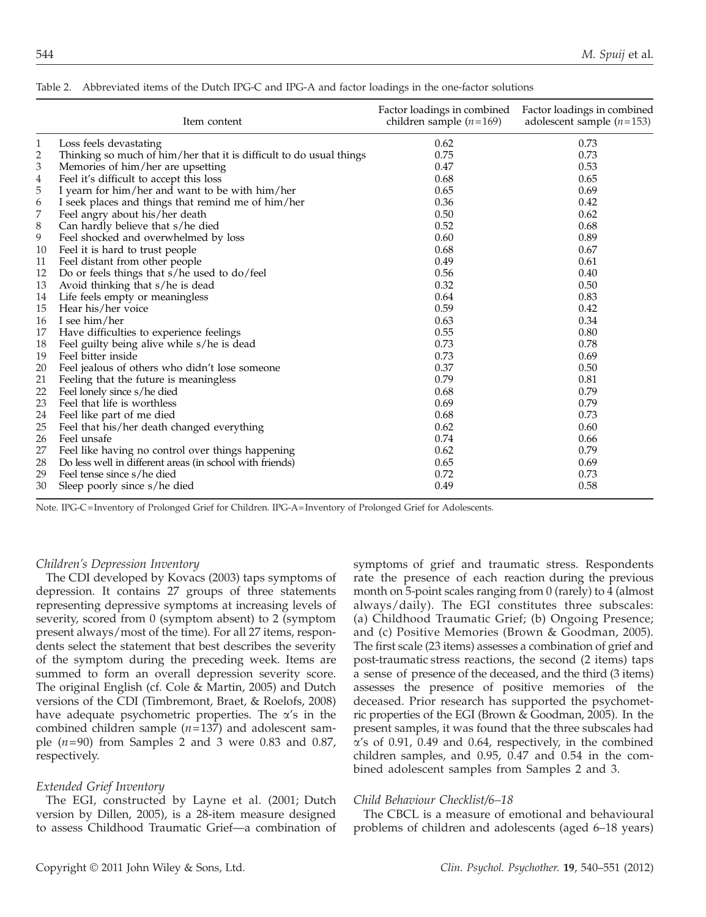Table 2. Abbreviated items of the Dutch IPG-C and IPG-A and factor loadings in the one-factor solutions

| | Item content | Factor loadings in combined children sample ($n$=169) | Factor loadings in combined adolescent sample ($n$=153) |
|---|---|---|---|
| 1 | Loss feels devastating | 0.62 | 0.73 |
| 2 | Thinking so much of him/her that it is difficult to do usual things | 0.75 | 0.73 |
| 3 | Memories of him/her are upsetting | 0.47 | 0.53 |
| 4 | Feel it's difficult to accept this loss | 0.68 | 0.65 |
| 5 | I yearn for him/her and want to be with him/her | 0.65 | 0.69 |
| 6 | I seek places and things that remind me of him/her | 0.36 | 0.42 |
| 7 | Feel angry about his/her death | 0.50 | 0.62 |
| 8 | Can hardly believe that s/he died | 0.52 | 0.68 |
| 9 | Feel shocked and overwhelmed by loss | 0.60 | 0.89 |
| 10 | Feel it is hard to trust people | 0.68 | 0.67 |
| 11 | Feel distant from other people | 0.49 | 0.61 |
| 12 | Do or feels things that s/he used to do/feel | 0.56 | 0.40 |
| 13 | Avoid thinking that s/he is dead | 0.32 | 0.50 |
| 14 | Life feels empty or meaningless | 0.64 | 0.83 |
| 15 | Hear his/her voice | 0.59 | 0.42 |
| 16 | I see him/her | 0.63 | 0.34 |
| 17 | Have difficulties to experience feelings | 0.55 | 0.80 |
| 18 | Feel guilty being alive while s/he is dead | 0.73 | 0.78 |
| 19 | Feel bitter inside | 0.73 | 0.69 |
| 20 | Feel jealous of others who didn't lose someone | 0.37 | 0.50 |
| 21 | Feeling that the future is meaningless | 0.79 | 0.81 |
| 22 | Feel lonely since s/he died | 0.68 | 0.79 |
| 23 | Feel that life is worthless | 0.69 | 0.79 |
| 24 | Feel like part of me died | 0.68 | 0.73 |
| 25 | Feel that his/her death changed everything | 0.62 | 0.60 |
| 26 | Feel unsafe | 0.74 | 0.66 |
| 27 | Feel like having no control over things happening | 0.62 | 0.79 |
| 28 | Do less well in different areas (in school with friends) | 0.65 | 0.69 |
| 29 | Feel tense since s/he died | 0.72 | 0.73 |
| 30 | Sleep poorly since s/he died | 0.49 | 0.58 |

Note. IPG-C=Inventory of Prolonged Grief for Children. IPG-A=Inventory of Prolonged Grief for Adolescents.

### *Children's Depression Inventory*

The CDI developed by Kovacs (2003) taps symptoms of depression. It contains 27 groups of three statements representing depressive symptoms at increasing levels of severity, scored from 0 (symptom absent) to 2 (symptom present always/most of the time). For all 27 items, respondents select the statement that best describes the severity of the symptom during the preceding week. Items are summed to form an overall depression severity score. The original English (cf. Cole & Martin, 2005) and Dutch versions of the CDI (Timbremont, Braet, & Roelofs, 2008) have adequate psychometric properties. The $\alpha$'s in the combined children sample ($n$=137) and adolescent sample ($n$=90) from Samples 2 and 3 were 0.83 and 0.87, respectively.

### *Extended Grief Inventory*

The EGI, constructed by Layne et al. (2001; Dutch version by Dillen, 2005), is a 28-item measure designed to assess Childhood Traumatic Grief—a combination of symptoms of grief and traumatic stress. Respondents rate the presence of each reaction during the previous month on 5-point scales ranging from 0 (rarely) to 4 (almost always/daily). The EGI constitutes three subscales: (a) Childhood Traumatic Grief; (b) Ongoing Presence; and (c) Positive Memories (Brown & Goodman, 2005). The first scale (23 items) assesses a combination of grief and post-traumatic stress reactions, the second (2 items) taps a sense of presence of the deceased, and the third (3 items) assesses the presence of positive memories of the deceased. Prior research has supported the psychometric properties of the EGI (Brown & Goodman, 2005). In the present samples, it was found that the three subscales had $\alpha$'s of 0.91, 0.49 and 0.64, respectively, in the combined children samples, and 0.95, 0.47 and 0.54 in the combined adolescent samples from Samples 2 and 3.

### *Child Behaviour Checklist/6–18*

The CBCL is a measure of emotional and behavioural problems of children and adolescents (aged 6–18 years)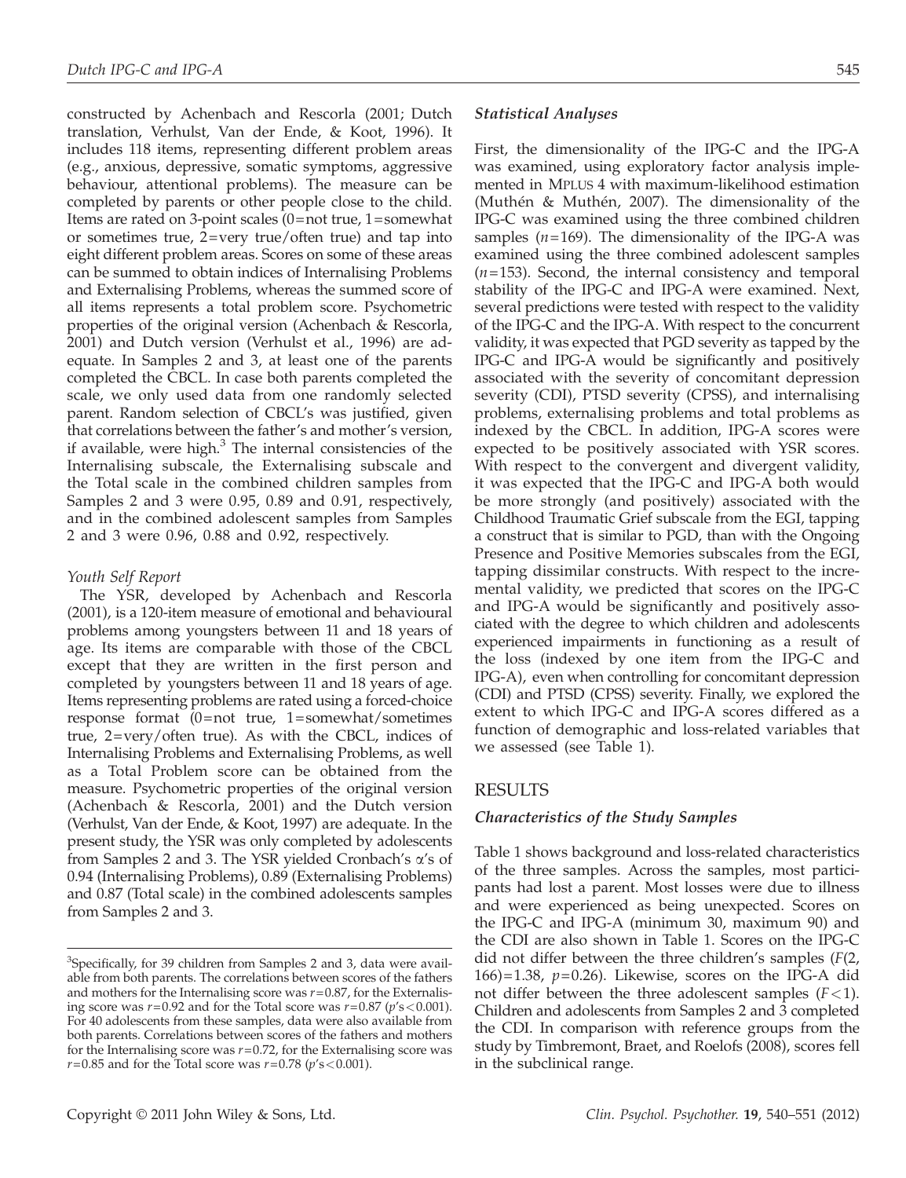constructed by Achenbach and Rescorla (2001; Dutch translation, Verhulst, Van der Ende, & Koot, 1996). It includes 118 items, representing different problem areas (e.g., anxious, depressive, somatic symptoms, aggressive behaviour, attentional problems). The measure can be completed by parents or other people close to the child. Items are rated on 3-point scales (0 = not true, 1 = somewhat or sometimes true, 2 = very true/often true) and tap into eight different problem areas. Scores on some of these areas can be summed to obtain indices of Internalising Problems and Externalising Problems, whereas the summed score of all items represents a total problem score. Psychometric properties of the original version (Achenbach & Rescorla, 2001) and Dutch version (Verhulst et al., 1996) are adequate. In Samples 2 and 3, at least one of the parents completed the CBCL. In case both parents completed the scale, we only used data from one randomly selected parent. Random selection of CBCL's was justified, given that correlations between the father's and mother's version, if available, were high.[3] The internal consistencies of the Internalising subscale, the Externalising subscale and the Total scale in the combined children samples from Samples 2 and 3 were 0.95, 0.89 and 0.91, respectively, and in the combined adolescent samples from Samples 2 and 3 were 0.96, 0.88 and 0.92, respectively.

#### Youth Self Report

The YSR, developed by Achenbach and Rescorla (2001), is a 120-item measure of emotional and behavioural problems among youngsters between 11 and 18 years of age. Its items are comparable with those of the CBCL except that they are written in the first person and completed by youngsters between 11 and 18 years of age. Items representing problems are rated using a forced-choice response format (0 = not true, 1 = somewhat/sometimes true, 2 = very/often true). As with the CBCL, indices of Internalising Problems and Externalising Problems, as well as a Total Problem score can be obtained from the measure. Psychometric properties of the original version (Achenbach & Rescorla, 2001) and the Dutch version (Verhulst, Van der Ende, & Koot, 1997) are adequate. In the present study, the YSR was only completed by adolescents from Samples 2 and 3. The YSR yielded Cronbach's α's of 0.94 (Internalising Problems), 0.89 (Externalising Problems) and 0.87 (Total scale) in the combined adolescents samples from Samples 2 and 3.

### Statistical Analyses

First, the dimensionality of the IPG-C and the IPG-A was examined, using exploratory factor analysis implemented in MPLUS 4 with maximum-likelihood estimation (Muthén & Muthén, 2007). The dimensionality of the IPG-C was examined using the three combined children samples ($n = 169$). The dimensionality of the IPG-A was examined using the three combined adolescent samples ($n = 153$). Second, the internal consistency and temporal stability of the IPG-C and IPG-A were examined. Next, several predictions were tested with respect to the validity of the IPG-C and the IPG-A. With respect to the concurrent validity, it was expected that PGD severity as tapped by the IPG-C and IPG-A would be significantly and positively associated with the severity of concomitant depression severity (CDI), PTSD severity (CPSS), and internalising problems, externalising problems and total problems as indexed by the CBCL. In addition, IPG-A scores were expected to be positively associated with YSR scores. With respect to the convergent and divergent validity, it was expected that the IPG-C and IPG-A both would be more strongly (and positively) associated with the Childhood Traumatic Grief subscale from the EGI, tapping a construct that is similar to PGD, than with the Ongoing Presence and Positive Memories subscales from the EGI, tapping dissimilar constructs. With respect to the incremental validity, we predicted that scores on the IPG-C and IPG-A would be significantly and positively associated with the degree to which children and adolescents experienced impairments in functioning as a result of the loss (indexed by one item from the IPG-C and IPG-A), even when controlling for concomitant depression (CDI) and PTSD (CPSS) severity. Finally, we explored the extent to which IPG-C and IPG-A scores differed as a function of demographic and loss-related variables that we assessed (see Table 1).

## RESULTS

### Characteristics of the Study Samples

Table 1 shows background and loss-related characteristics of the three samples. Across the samples, most participants had lost a parent. Most losses were due to illness and were experienced as being unexpected. Scores on the IPG-C and IPG-A (minimum 30, maximum 90) and the CDI are also shown in Table 1. Scores on the IPG-C did not differ between the three children's samples ($F(2, 166) = 1.38$, $p = 0.26$). Likewise, scores on the IPG-A did not differ between the three adolescent samples ($F < 1$). Children and adolescents from Samples 2 and 3 completed the CDI. In comparison with reference groups from the study by Timbremont, Braet, and Roelofs (2008), scores fell in the subclinical range.

---

[3]Specifically, for 39 children from Samples 2 and 3, data were available from both parents. The correlations between scores of the fathers and mothers for the Internalising score was $r = 0.87$, for the Externalising score was $r = 0.92$ and for the Total score was $r = 0.87$ ($p$'s $< 0.001$). For 40 adolescents from these samples, data were also available from both parents. Correlations between scores of the fathers and mothers for the Internalising score was $r = 0.72$, for the Externalising score was $r = 0.85$ and for the Total score was $r = 0.78$ ($p$'s $< 0.001$).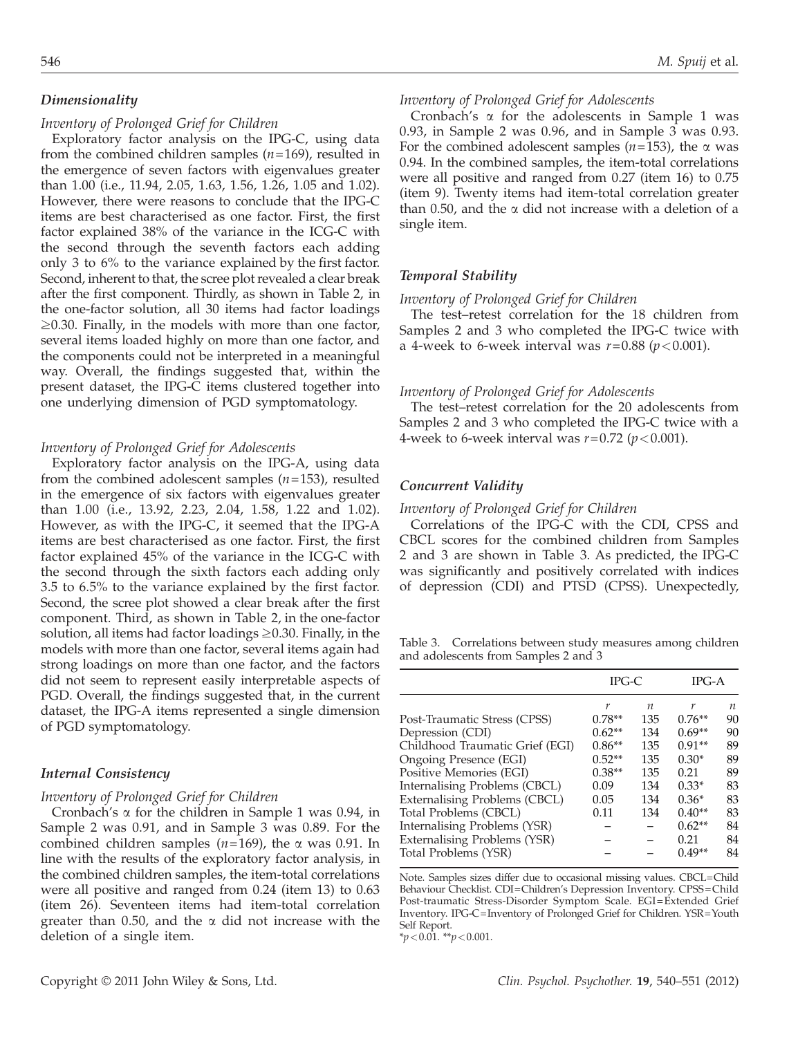### *Dimensionality*

*Inventory of Prolonged Grief for Children*

Exploratory factor analysis on the IPG-C, using data from the combined children samples ($n=169$), resulted in the emergence of seven factors with eigenvalues greater than 1.00 (i.e., 11.94, 2.05, 1.63, 1.56, 1.26, 1.05 and 1.02). However, there were reasons to conclude that the IPG-C items are best characterised as one factor. First, the first factor explained 38% of the variance in the ICG-C with the second through the seventh factors each adding only 3 to 6% to the variance explained by the first factor. Second, inherent to that, the scree plot revealed a clear break after the first component. Thirdly, as shown in Table 2, in the one-factor solution, all 30 items had factor loadings $\geq$0.30. Finally, in the models with more than one factor, several items loaded highly on more than one factor, and the components could not be interpreted in a meaningful way. Overall, the findings suggested that, within the present dataset, the IPG-C items clustered together into one underlying dimension of PGD symptomatology.

*Inventory of Prolonged Grief for Adolescents*

Exploratory factor analysis on the IPG-A, using data from the combined adolescent samples ($n=153$), resulted in the emergence of six factors with eigenvalues greater than 1.00 (i.e., 13.92, 2.23, 2.04, 1.58, 1.22 and 1.02). However, as with the IPG-C, it seemed that the IPG-A items are best characterised as one factor. First, the first factor explained 45% of the variance in the ICG-C with the second through the sixth factors each adding only 3.5 to 6.5% to the variance explained by the first factor. Second, the scree plot showed a clear break after the first component. Third, as shown in Table 2, in the one-factor solution, all items had factor loadings $\geq$0.30. Finally, in the models with more than one factor, several items again had strong loadings on more than one factor, and the factors did not seem to represent easily interpretable aspects of PGD. Overall, the findings suggested that, in the current dataset, the IPG-A items represented a single dimension of PGD symptomatology.

### *Internal Consistency*

*Inventory of Prolonged Grief for Children*

Cronbach's $\alpha$ for the children in Sample 1 was 0.94, in Sample 2 was 0.91, and in Sample 3 was 0.89. For the combined children samples ($n=169$), the $\alpha$ was 0.91. In line with the results of the exploratory factor analysis, in the combined children samples, the item-total correlations were all positive and ranged from 0.24 (item 13) to 0.63 (item 26). Seventeen items had item-total correlation greater than 0.50, and the $\alpha$ did not increase with the deletion of a single item.

*Inventory of Prolonged Grief for Adolescents*

Cronbach's $\alpha$ for the adolescents in Sample 1 was 0.93, in Sample 2 was 0.96, and in Sample 3 was 0.93. For the combined adolescent samples ($n=153$), the $\alpha$ was 0.94. In the combined samples, the item-total correlations were all positive and ranged from 0.27 (item 16) to 0.75 (item 9). Twenty items had item-total correlation greater than 0.50, and the $\alpha$ did not increase with a deletion of a single item.

### *Temporal Stability*

*Inventory of Prolonged Grief for Children*

The test–retest correlation for the 18 children from Samples 2 and 3 who completed the IPG-C twice with a 4-week to 6-week interval was $r=0.88$ ($p<0.001$).

*Inventory of Prolonged Grief for Adolescents*

The test–retest correlation for the 20 adolescents from Samples 2 and 3 who completed the IPG-C twice with a 4-week to 6-week interval was $r=0.72$ ($p<0.001$).

### *Concurrent Validity*

*Inventory of Prolonged Grief for Children*

Correlations of the IPG-C with the CDI, CPSS and CBCL scores for the combined children from Samples 2 and 3 are shown in Table 3. As predicted, the IPG-C was significantly and positively correlated with indices of depression (CDI) and PTSD (CPSS). Unexpectedly,

Table 3. Correlations between study measures among children and adolescents from Samples 2 and 3

| | IPG-C | | IPG-A | |
|---|---|---|---|---|
| | *r* | *n* | *r* | *n* |
| Post-Traumatic Stress (CPSS) | 0.78** | 135 | 0.76** | 90 |
| Depression (CDI) | 0.62** | 134 | 0.69** | 90 |
| Childhood Traumatic Grief (EGI) | 0.86** | 135 | 0.91** | 89 |
| Ongoing Presence (EGI) | 0.52** | 135 | 0.30* | 89 |
| Positive Memories (EGI) | 0.38** | 135 | 0.21 | 89 |
| Internalising Problems (CBCL) | 0.09 | 134 | 0.33* | 83 |
| Externalising Problems (CBCL) | 0.05 | 134 | 0.36* | 83 |
| Total Problems (CBCL) | 0.11 | 134 | 0.40** | 83 |
| Internalising Problems (YSR) | – | – | 0.62** | 84 |
| Externalising Problems (YSR) | – | – | 0.21 | 84 |
| Total Problems (YSR) | – | – | 0.49** | 84 |

Note. Samples sizes differ due to occasional missing values. CBCL=Child Behaviour Checklist. CDI=Children's Depression Inventory. CPSS=Child Post-traumatic Stress-Disorder Symptom Scale. EGI=Extended Grief Inventory. IPG-C=Inventory of Prolonged Grief for Children. YSR=Youth Self Report.
*$p<0.01$. **$p<0.001$.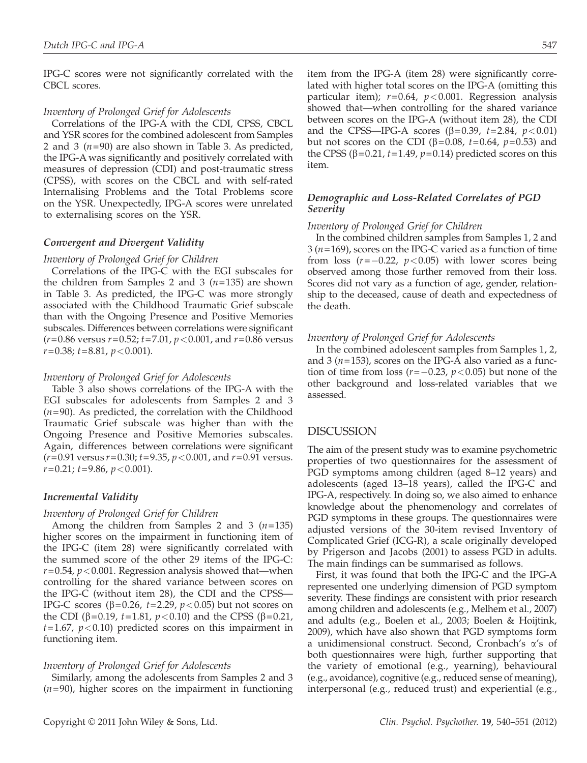IPG-C scores were not significantly correlated with the CBCL scores.

*Inventory of Prolonged Grief for Adolescents*

Correlations of the IPG-A with the CDI, CPSS, CBCL and YSR scores for the combined adolescent from Samples 2 and 3 ($n$=90) are also shown in Table 3. As predicted, the IPG-A was significantly and positively correlated with measures of depression (CDI) and post-traumatic stress (CPSS), with scores on the CBCL and with self-rated Internalising Problems and the Total Problems score on the YSR. Unexpectedly, IPG-A scores were unrelated to externalising scores on the YSR.

### *Convergent and Divergent Validity*

*Inventory of Prolonged Grief for Children*

Correlations of the IPG-C with the EGI subscales for the children from Samples 2 and 3 ($n$=135) are shown in Table 3. As predicted, the IPG-C was more strongly associated with the Childhood Traumatic Grief subscale than with the Ongoing Presence and Positive Memories subscales. Differences between correlations were significant ($r$=0.86 versus $r$=0.52; $t$=7.01, $p<0.001$, and $r$=0.86 versus $r$=0.38; $t$=8.81, $p<0.001$).

*Inventory of Prolonged Grief for Adolescents*

Table 3 also shows correlations of the IPG-A with the EGI subscales for adolescents from Samples 2 and 3 ($n$=90). As predicted, the correlation with the Childhood Traumatic Grief subscale was higher than with the Ongoing Presence and Positive Memories subscales. Again, differences between correlations were significant ($r$=0.91 versus $r$=0.30; $t$=9.35, $p<0.001$, and $r$=0.91 versus. $r$=0.21; $t$=9.86, $p<0.001$).

### *Incremental Validity*

*Inventory of Prolonged Grief for Children*

Among the children from Samples 2 and 3 ($n$=135) higher scores on the impairment in functioning item of the IPG-C (item 28) were significantly correlated with the summed score of the other 29 items of the IPG-C: $r$=0.54, $p<0.001$. Regression analysis showed that—when controlling for the shared variance between scores on the IPG-C (without item 28), the CDI and the CPSS—IPG-C scores (β=0.26, $t$=2.29, $p<0.05$) but not scores on the CDI (β=0.19, $t$=1.81, $p<0.10$) and the CPSS (β=0.21, $t$=1.67, $p<0.10$) predicted scores on this impairment in functioning item.

*Inventory of Prolonged Grief for Adolescents*

Similarly, among the adolescents from Samples 2 and 3 ($n$=90), higher scores on the impairment in functioning item from the IPG-A (item 28) were significantly correlated with higher total scores on the IPG-A (omitting this particular item); $r$=0.64, $p<0.001$. Regression analysis showed that—when controlling for the shared variance between scores on the IPG-A (without item 28), the CDI and the CPSS—IPG-A scores (β=0.39, $t$=2.84, $p<0.01$) but not scores on the CDI (β=0.08, $t$=0.64, $p$=0.53) and the CPSS (β=0.21, $t$=1.49, $p$=0.14) predicted scores on this item.

### *Demographic and Loss-Related Correlates of PGD Severity*

*Inventory of Prolonged Grief for Children*

In the combined children samples from Samples 1, 2 and 3 ($n$=169), scores on the IPG-C varied as a function of time from loss ($r$=−0.22, $p<0.05$) with lower scores being observed among those further removed from their loss. Scores did not vary as a function of age, gender, relationship to the deceased, cause of death and expectedness of the death.

*Inventory of Prolonged Grief for Adolescents*

In the combined adolescent samples from Samples 1, 2, and 3 ($n$=153), scores on the IPG-A also varied as a function of time from loss ($r$=−0.23, $p<0.05$) but none of the other background and loss-related variables that we assessed.

## DISCUSSION

The aim of the present study was to examine psychometric properties of two questionnaires for the assessment of PGD symptoms among children (aged 8–12 years) and adolescents (aged 13–18 years), called the IPG-C and IPG-A, respectively. In doing so, we also aimed to enhance knowledge about the phenomenology and correlates of PGD symptoms in these groups. The questionnaires were adjusted versions of the 30-item revised Inventory of Complicated Grief (ICG-R), a scale originally developed by Prigerson and Jacobs (2001) to assess PGD in adults. The main findings can be summarised as follows.

First, it was found that both the IPG-C and the IPG-A represented one underlying dimension of PGD symptom severity. These findings are consistent with prior research among children and adolescents (e.g., Melhem et al., 2007) and adults (e.g., Boelen et al., 2003; Boelen & Hoijtink, 2009), which have also shown that PGD symptoms form a unidimensional construct. Second, Cronbach's α's of both questionnaires were high, further supporting that the variety of emotional (e.g., yearning), behavioural (e.g., avoidance), cognitive (e.g., reduced sense of meaning), interpersonal (e.g., reduced trust) and experiential (e.g.,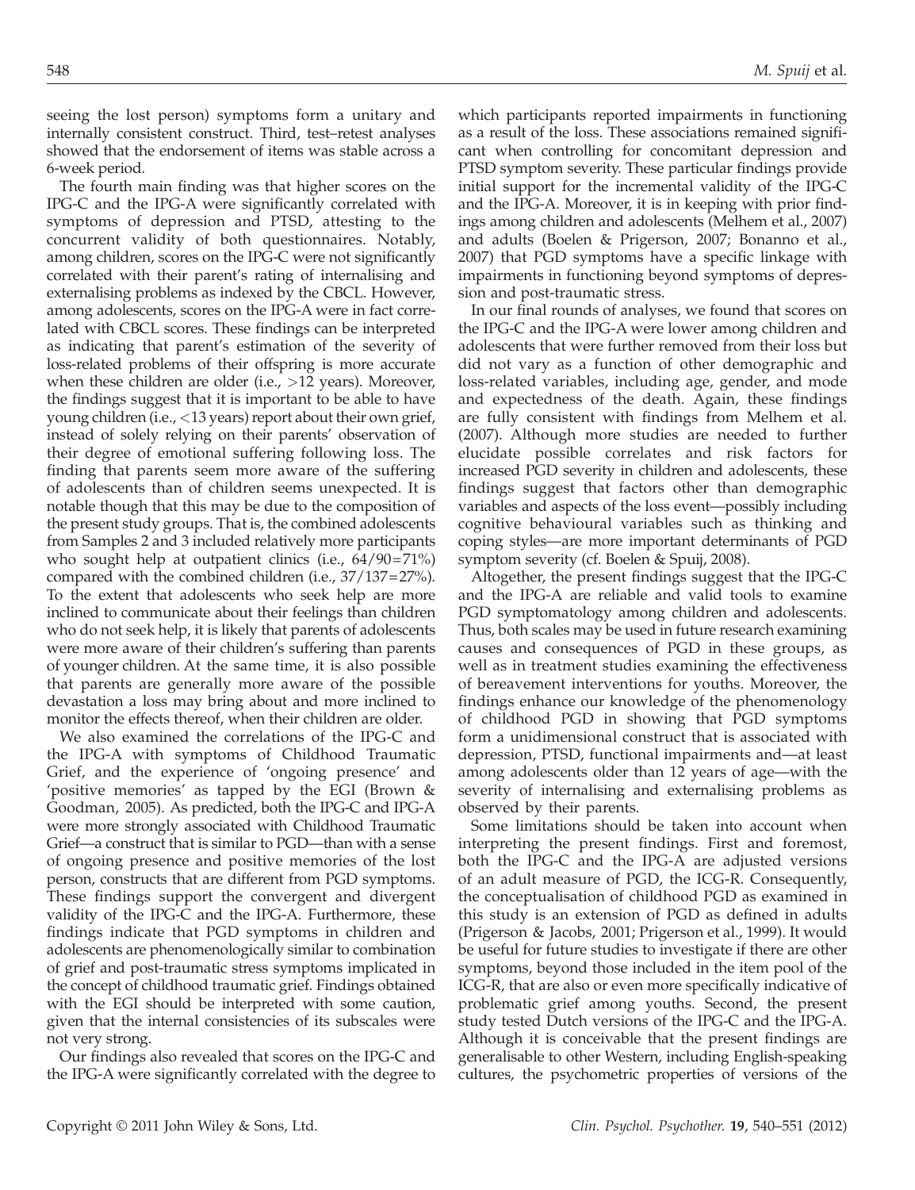seeing the lost person) symptoms form a unitary and internally consistent construct. Third, test–retest analyses showed that the endorsement of items was stable across a 6-week period.

The fourth main finding was that higher scores on the IPG-C and the IPG-A were significantly correlated with symptoms of depression and PTSD, attesting to the concurrent validity of both questionnaires. Notably, among children, scores on the IPG-C were not significantly correlated with their parent's rating of internalising and externalising problems as indexed by the CBCL. However, among adolescents, scores on the IPG-A were in fact correlated with CBCL scores. These findings can be interpreted as indicating that parent's estimation of the severity of loss-related problems of their offspring is more accurate when these children are older (i.e., >12 years). Moreover, the findings suggest that it is important to be able to have young children (i.e., <13 years) report about their own grief, instead of solely relying on their parents' observation of their degree of emotional suffering following loss. The finding that parents seem more aware of the suffering of adolescents than of children seems unexpected. It is notable though that this may be due to the composition of the present study groups. That is, the combined adolescents from Samples 2 and 3 included relatively more participants who sought help at outpatient clinics (i.e., 64/90=71%) compared with the combined children (i.e., 37/137=27%). To the extent that adolescents who seek help are more inclined to communicate about their feelings than children who do not seek help, it is likely that parents of adolescents were more aware of their children's suffering than parents of younger children. At the same time, it is also possible that parents are generally more aware of the possible devastation a loss may bring about and more inclined to monitor the effects thereof, when their children are older.

We also examined the correlations of the IPG-C and the IPG-A with symptoms of Childhood Traumatic Grief, and the experience of 'ongoing presence' and 'positive memories' as tapped by the EGI (Brown & Goodman, 2005). As predicted, both the IPG-C and IPG-A were more strongly associated with Childhood Traumatic Grief—a construct that is similar to PGD—than with a sense of ongoing presence and positive memories of the lost person, constructs that are different from PGD symptoms. These findings support the convergent and divergent validity of the IPG-C and the IPG-A. Furthermore, these findings indicate that PGD symptoms in children and adolescents are phenomenologically similar to combination of grief and post-traumatic stress symptoms implicated in the concept of childhood traumatic grief. Findings obtained with the EGI should be interpreted with some caution, given that the internal consistencies of its subscales were not very strong.

Our findings also revealed that scores on the IPG-C and the IPG-A were significantly correlated with the degree to which participants reported impairments in functioning as a result of the loss. These associations remained significant when controlling for concomitant depression and PTSD symptom severity. These particular findings provide initial support for the incremental validity of the IPG-C and the IPG-A. Moreover, it is in keeping with prior findings among children and adolescents (Melhem et al., 2007) and adults (Boelen & Prigerson, 2007; Bonanno et al., 2007) that PGD symptoms have a specific linkage with impairments in functioning beyond symptoms of depression and post-traumatic stress.

In our final rounds of analyses, we found that scores on the IPG-C and the IPG-A were lower among children and adolescents that were further removed from their loss but did not vary as a function of other demographic and loss-related variables, including age, gender, and mode and expectedness of the death. Again, these findings are fully consistent with findings from Melhem et al. (2007). Although more studies are needed to further elucidate possible correlates and risk factors for increased PGD severity in children and adolescents, these findings suggest that factors other than demographic variables and aspects of the loss event—possibly including cognitive behavioural variables such as thinking and coping styles—are more important determinants of PGD symptom severity (cf. Boelen & Spuij, 2008).

Altogether, the present findings suggest that the IPG-C and the IPG-A are reliable and valid tools to examine PGD symptomatology among children and adolescents. Thus, both scales may be used in future research examining causes and consequences of PGD in these groups, as well as in treatment studies examining the effectiveness of bereavement interventions for youths. Moreover, the findings enhance our knowledge of the phenomenology of childhood PGD in showing that PGD symptoms form a unidimensional construct that is associated with depression, PTSD, functional impairments and—at least among adolescents older than 12 years of age—with the severity of internalising and externalising problems as observed by their parents.

Some limitations should be taken into account when interpreting the present findings. First and foremost, both the IPG-C and the IPG-A are adjusted versions of an adult measure of PGD, the ICG-R. Consequently, the conceptualisation of childhood PGD as examined in this study is an extension of PGD as defined in adults (Prigerson & Jacobs, 2001; Prigerson et al., 1999). It would be useful for future studies to investigate if there are other symptoms, beyond those included in the item pool of the ICG-R, that are also or even more specifically indicative of problematic grief among youths. Second, the present study tested Dutch versions of the IPG-C and the IPG-A. Although it is conceivable that the present findings are generalisable to other Western, including English-speaking cultures, the psychometric properties of versions of the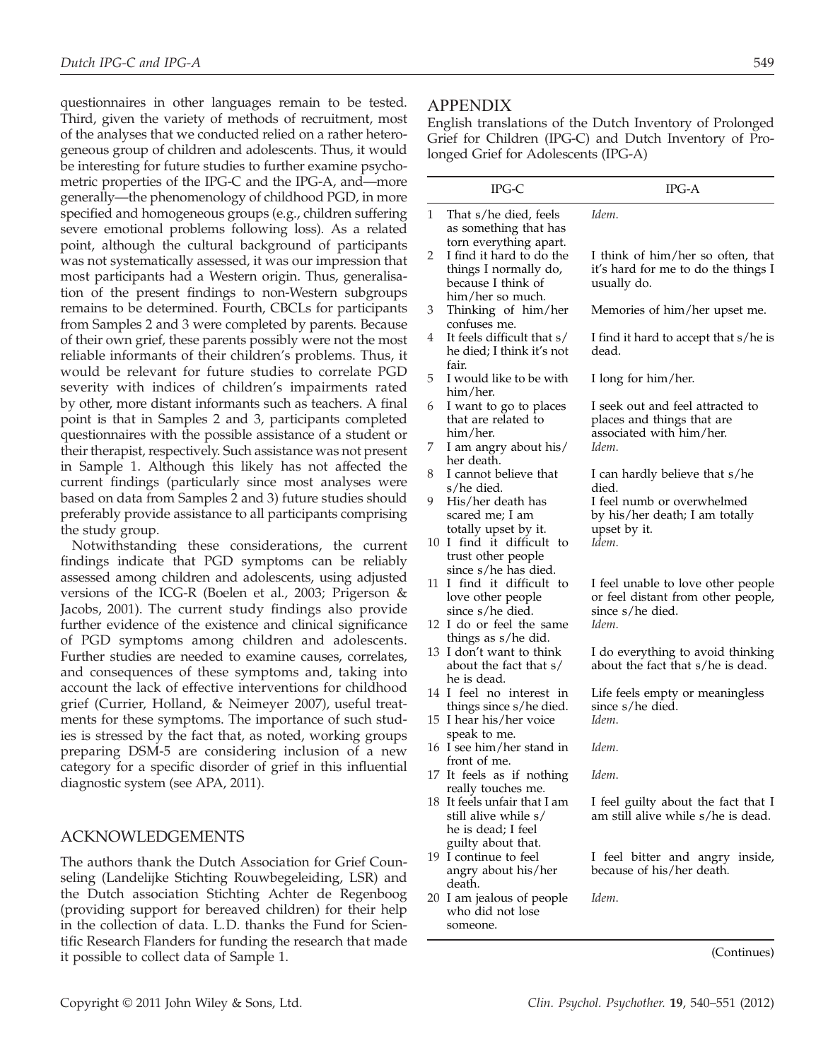questionnaires in other languages remain to be tested. Third, given the variety of methods of recruitment, most of the analyses that we conducted relied on a rather heterogeneous group of children and adolescents. Thus, it would be interesting for future studies to further examine psychometric properties of the IPG-C and the IPG-A, and—more generally—the phenomenology of childhood PGD, in more specified and homogeneous groups (e.g., children suffering severe emotional problems following loss). As a related point, although the cultural background of participants was not systematically assessed, it was our impression that most participants had a Western origin. Thus, generalisation of the present findings to non-Western subgroups remains to be determined. Fourth, CBCLs for participants from Samples 2 and 3 were completed by parents. Because of their own grief, these parents possibly were not the most reliable informants of their children's problems. Thus, it would be relevant for future studies to correlate PGD severity with indices of children's impairments rated by other, more distant informants such as teachers. A final point is that in Samples 2 and 3, participants completed questionnaires with the possible assistance of a student or their therapist, respectively. Such assistance was not present in Sample 1. Although this likely has not affected the current findings (particularly since most analyses were based on data from Samples 2 and 3) future studies should preferably provide assistance to all participants comprising the study group.

Notwithstanding these considerations, the current findings indicate that PGD symptoms can be reliably assessed among children and adolescents, using adjusted versions of the ICG-R (Boelen et al., 2003; Prigerson & Jacobs, 2001). The current study findings also provide further evidence of the existence and clinical significance of PGD symptoms among children and adolescents. Further studies are needed to examine causes, correlates, and consequences of these symptoms and, taking into account the lack of effective interventions for childhood grief (Currier, Holland, & Neimeyer 2007), useful treatments for these symptoms. The importance of such studies is stressed by the fact that, as noted, working groups preparing DSM-5 are considering inclusion of a new category for a specific disorder of grief in this influential diagnostic system (see APA, 2011).

## ACKNOWLEDGEMENTS

The authors thank the Dutch Association for Grief Counseling (Landelijke Stichting Rouwbegeleiding, LSR) and the Dutch association Stichting Achter de Regenboog (providing support for bereaved children) for their help in the collection of data. L.D. thanks the Fund for Scientific Research Flanders for funding the research that made it possible to collect data of Sample 1.

## APPENDIX

English translations of the Dutch Inventory of Prolonged Grief for Children (IPG-C) and Dutch Inventory of Prolonged Grief for Adolescents (IPG-A)

| | IPG-C | IPG-A |
|---|---|---|
| 1 | That s/he died, feels as something that has torn everything apart. | *Idem.* |
| 2 | I find it hard to do the things I normally do, because I think of him/her so much. | I think of him/her so often, that it's hard for me to do the things I usually do. |
| 3 | Thinking of him/her confuses me. | Memories of him/her upset me. |
| 4 | It feels difficult that s/he died; I think it's not fair. | I find it hard to accept that s/he is dead. |
| 5 | I would like to be with him/her. | I long for him/her. |
| 6 | I want to go to places that are related to him/her. | I seek out and feel attracted to places and things that are associated with him/her. |
| 7 | I am angry about his/her death. | *Idem.* |
| 8 | I cannot believe that s/he died. | I can hardly believe that s/he died. |
| 9 | His/her death has scared me; I am totally upset by it. | I feel numb or overwhelmed by his/her death; I am totally upset by it. |
| 10 | I find it difficult to trust other people since s/he has died. | *Idem.* |
| 11 | I find it difficult to love other people since s/he died. | I feel unable to love other people or feel distant from other people, since s/he died. |
| 12 | I do or feel the same things as s/he did. | *Idem.* |
| 13 | I don't want to think about the fact that s/he is dead. | I do everything to avoid thinking about the fact that s/he is dead. |
| 14 | I feel no interest in things since s/he died. | Life feels empty or meaningless since s/he died. |
| 15 | I hear his/her voice speak to me. | *Idem.* |
| 16 | I see him/her stand in front of me. | *Idem.* |
| 17 | It feels as if nothing really touches me. | *Idem.* |
| 18 | It feels unfair that I am still alive while s/he is dead; I feel guilty about that. | I feel guilty about the fact that I am still alive while s/he is dead. |
| 19 | I continue to feel angry about his/her death. | I feel bitter and angry inside, because of his/her death. |
| 20 | I am jealous of people who did not lose someone. | *Idem.* |

(Continues)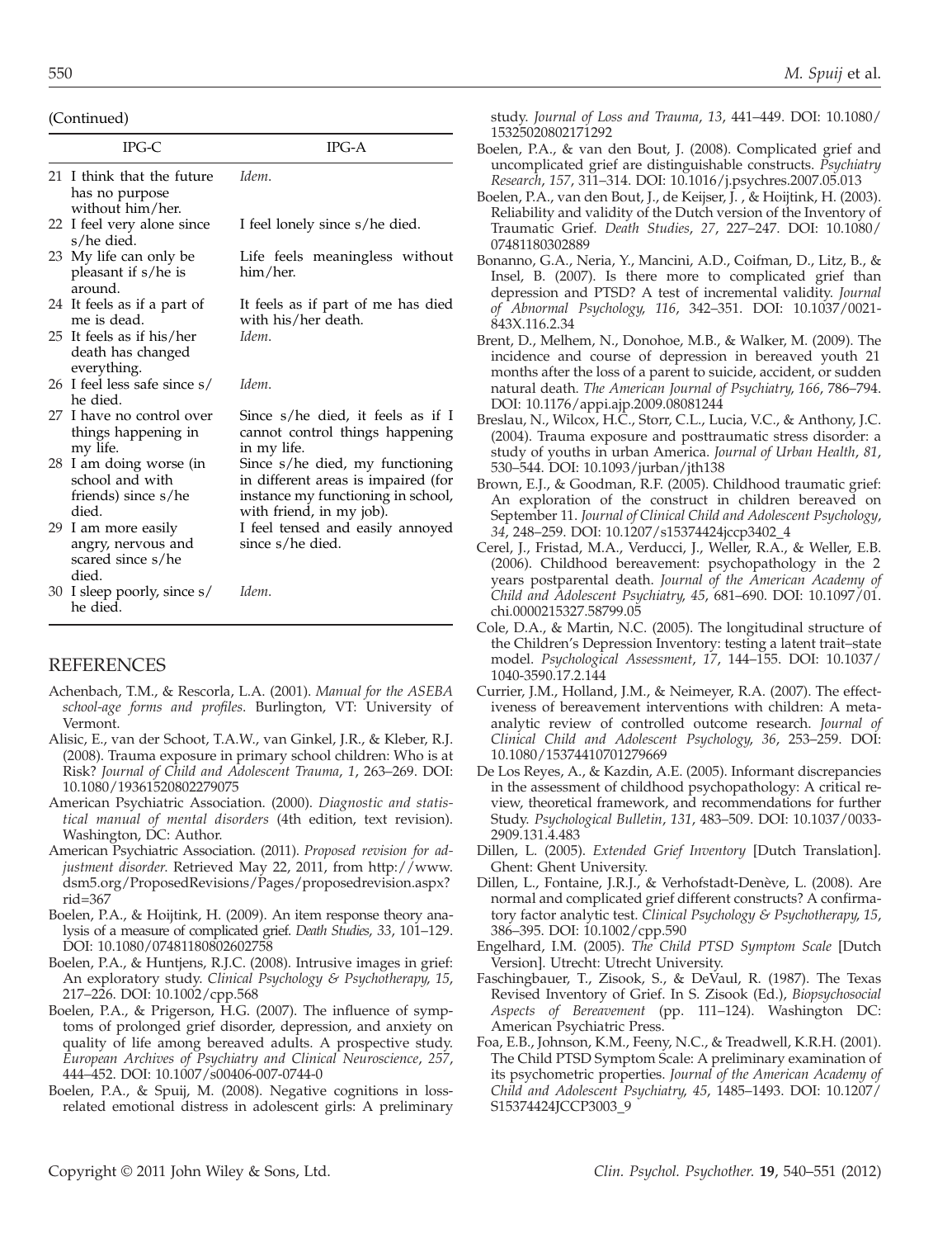(Continued)

| IPG-C | IPG-A |
|---|---|
| 21 I think that the future has no purpose without him/her. | *Idem.* |
| 22 I feel very alone since s/he died. | I feel lonely since s/he died. |
| 23 My life can only be pleasant if s/he is around. | Life feels meaningless without him/her. |
| 24 It feels as if a part of me is dead. | It feels as if part of me has died with his/her death. |
| 25 It feels as if his/her death has changed everything. | *Idem.* |
| 26 I feel less safe since s/he died. | *Idem.* |
| 27 I have no control over things happening in my life. | Since s/he died, it feels as if I cannot control things happening in my life. |
| 28 I am doing worse (in school and with friends) since s/he died. | Since s/he died, my functioning in different areas is impaired (for instance my functioning in school, with friend, in my job). |
| 29 I am more easily angry, nervous and scared since s/he died. | I feel tensed and easily annoyed since s/he died. |
| 30 I sleep poorly, since s/he died. | *Idem.* |

## REFERENCES

Achenbach, T.M., & Rescorla, L.A. (2001). *Manual for the ASEBA school-age forms and profiles*. Burlington, VT: University of Vermont.

Alisic, E., van der Schoot, T.A.W., van Ginkel, J.R., & Kleber, R.J. (2008). Trauma exposure in primary school children: Who is at Risk? *Journal of Child and Adolescent Trauma*, *1*, 263–269. DOI: 10.1080/19361520802279075

American Psychiatric Association. (2000). *Diagnostic and statistical manual of mental disorders* (4th edition, text revision). Washington, DC: Author.

American Psychiatric Association. (2011). *Proposed revision for adjustment disorder*. Retrieved May 22, 2011, from http://www.dsm5.org/ProposedRevisions/Pages/proposedrevision.aspx?rid=367

Boelen, P.A., & Hoijtink, H. (2009). An item response theory analysis of a measure of complicated grief. *Death Studies*, *33*, 101–129. DOI: 10.1080/07481180802602758

Boelen, P.A., & Huntjens, R.J.C. (2008). Intrusive images in grief: An exploratory study. *Clinical Psychology & Psychotherapy*, *15*, 217–226. DOI: 10.1002/cpp.568

Boelen, P.A., & Prigerson, H.G. (2007). The influence of symptoms of prolonged grief disorder, depression, and anxiety on quality of life among bereaved adults. A prospective study. *European Archives of Psychiatry and Clinical Neuroscience*, *257*, 444–452. DOI: 10.1007/s00406-007-0744-0

Boelen, P.A., & Spuij, M. (2008). Negative cognitions in loss-related emotional distress in adolescent girls: A preliminary study. *Journal of Loss and Trauma*, *13*, 441–449. DOI: 10.1080/15325020802171292

Boelen, P.A., & van den Bout, J. (2008). Complicated grief and uncomplicated grief are distinguishable constructs. *Psychiatry Research*, *157*, 311–314. DOI: 10.1016/j.psychres.2007.05.013

Boelen, P.A., van den Bout, J., de Keijser, J. , & Hoijtink, H. (2003). Reliability and validity of the Dutch version of the Inventory of Traumatic Grief. *Death Studies*, *27*, 227–247. DOI: 10.1080/07481180302889

Bonanno, G.A., Neria, Y., Mancini, A.D., Coifman, D., Litz, B., & Insel, B. (2007). Is there more to complicated grief than depression and PTSD? A test of incremental validity. *Journal of Abnormal Psychology*, *116*, 342–351. DOI: 10.1037/0021-843X.116.2.34

Brent, D., Melhem, N., Donohoe, M.B., & Walker, M. (2009). The incidence and course of depression in bereaved youth 21 months after the loss of a parent to suicide, accident, or sudden natural death. *The American Journal of Psychiatry*, *166*, 786–794. DOI: 10.1176/appi.ajp.2009.08081244

Breslau, N., Wilcox, H.C., Storr, C.L., Lucia, V.C., & Anthony, J.C. (2004). Trauma exposure and posttraumatic stress disorder: a study of youths in urban America. *Journal of Urban Health*, *81*, 530–544. DOI: 10.1093/jurban/jth138

Brown, E.J., & Goodman, R.F. (2005). Childhood traumatic grief: An exploration of the construct in children bereaved on September 11. *Journal of Clinical Child and Adolescent Psychology*, *34*, 248–259. DOI: 10.1207/s15374424jccp3402_4

Cerel, J., Fristad, M.A., Verducci, J., Weller, R.A., & Weller, E.B. (2006). Childhood bereavement: psychopathology in the 2 years postparental death. *Journal of the American Academy of Child and Adolescent Psychiatry*, *45*, 681–690. DOI: 10.1097/01.chi.0000215327.58799.05

Cole, D.A., & Martin, N.C. (2005). The longitudinal structure of the Children's Depression Inventory: testing a latent trait–state model. *Psychological Assessment*, *17*, 144–155. DOI: 10.1037/1040-3590.17.2.144

Currier, J.M., Holland, J.M., & Neimeyer, R.A. (2007). The effectiveness of bereavement interventions with children: A meta-analytic review of controlled outcome research. *Journal of Clinical Child and Adolescent Psychology*, *36*, 253–259. DOI: 10.1080/15374410701279669

De Los Reyes, A., & Kazdin, A.E. (2005). Informant discrepancies in the assessment of childhood psychopathology: A critical review, theoretical framework, and recommendations for further Study. *Psychological Bulletin*, *131*, 483–509. DOI: 10.1037/0033-2909.131.4.483

Dillen, L. (2005). *Extended Grief Inventory* [Dutch Translation]. Ghent: Ghent University.

Dillen, L., Fontaine, J.R.J., & Verhofstadt-Denève, L. (2008). Are normal and complicated grief different constructs? A confirmatory factor analytic test. *Clinical Psychology & Psychotherapy*, *15*, 386–395. DOI: 10.1002/cpp.590

Engelhard, I.M. (2005). *The Child PTSD Symptom Scale* [Dutch Version]. Utrecht: Utrecht University.

Faschingbauer, T., Zisook, S., & DeVaul, R. (1987). The Texas Revised Inventory of Grief. In S. Zisook (Ed.), *Biopsychosocial Aspects of Bereavement* (pp. 111–124). Washington DC: American Psychiatric Press.

Foa, E.B., Johnson, K.M., Feeny, N.C., & Treadwell, K.R.H. (2001). The Child PTSD Symptom Scale: A preliminary examination of its psychometric properties. *Journal of the American Academy of Child and Adolescent Psychiatry*, *45*, 1485–1493. DOI: 10.1207/S15374424JCCP3003_9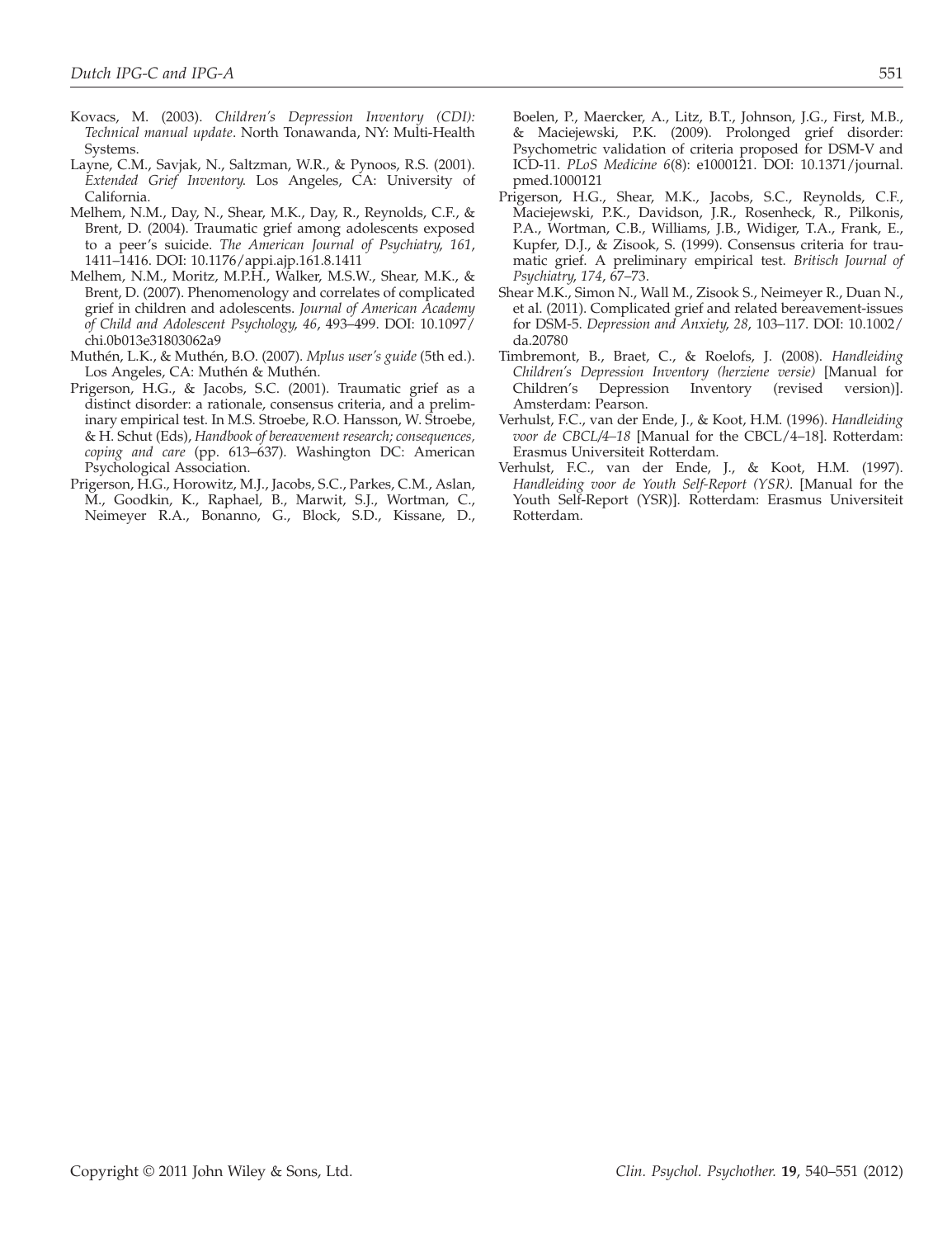Kovacs, M. (2003). *Children's Depression Inventory (CDI): Technical manual update*. North Tonawanda, NY: Multi-Health Systems.

Layne, C.M., Savjak, N., Saltzman, W.R., & Pynoos, R.S. (2001). *Extended Grief Inventory*. Los Angeles, CA: University of California.

Melhem, N.M., Day, N., Shear, M.K., Day, R., Reynolds, C.F., & Brent, D. (2004). Traumatic grief among adolescents exposed to a peer's suicide. *The American Journal of Psychiatry, 161*, 1411–1416. DOI: 10.1176/appi.ajp.161.8.1411

Melhem, N.M., Moritz, M.P.H., Walker, M.S.W., Shear, M.K., & Brent, D. (2007). Phenomenology and correlates of complicated grief in children and adolescents. *Journal of American Academy of Child and Adolescent Psychology, 46*, 493–499. DOI: 10.1097/chi.0b013e31803062a9

Muthén, L.K., & Muthén, B.O. (2007). *Mplus user's guide* (5th ed.). Los Angeles, CA: Muthén & Muthén.

Prigerson, H.G., & Jacobs, S.C. (2001). Traumatic grief as a distinct disorder: a rationale, consensus criteria, and a preliminary empirical test. In M.S. Stroebe, R.O. Hansson, W. Stroebe, & H. Schut (Eds), *Handbook of bereavement research; consequences, coping and care* (pp. 613–637). Washington DC: American Psychological Association.

Prigerson, H.G., Horowitz, M.J., Jacobs, S.C., Parkes, C.M., Aslan, M., Goodkin, K., Raphael, B., Marwit, S.J., Wortman, C., Neimeyer R.A., Bonanno, G., Block, S.D., Kissane, D., Boelen, P., Maercker, A., Litz, B.T., Johnson, J.G., First, M.B., & Maciejewski, P.K. (2009). Prolonged grief disorder: Psychometric validation of criteria proposed for DSM-V and ICD-11. *PLoS Medicine 6*(8): e1000121. DOI: 10.1371/journal.pmed.1000121

Prigerson, H.G., Shear, M.K., Jacobs, S.C., Reynolds, C.F., Maciejewski, P.K., Davidson, J.R., Rosenheck, R., Pilkonis, P.A., Wortman, C.B., Williams, J.B., Widiger, T.A., Frank, E., Kupfer, D.J., & Zisook, S. (1999). Consensus criteria for traumatic grief. A preliminary empirical test. *Britisch Journal of Psychiatry, 174*, 67–73.

Shear M.K., Simon N., Wall M., Zisook S., Neimeyer R., Duan N., et al. (2011). Complicated grief and related bereavement-issues for DSM-5. *Depression and Anxiety, 28*, 103–117. DOI: 10.1002/da.20780

Timbremont, B., Braet, C., & Roelofs, J. (2008). *Handleiding Children's Depression Inventory (herziene versie)* [Manual for Children's Depression Inventory (revised version)]. Amsterdam: Pearson.

Verhulst, F.C., van der Ende, J., & Koot, H.M. (1996). *Handleiding voor de CBCL/4–18* [Manual for the CBCL/4–18]. Rotterdam: Erasmus Universiteit Rotterdam.

Verhulst, F.C., van der Ende, J., & Koot, H.M. (1997). *Handleiding voor de Youth Self-Report (YSR)*. [Manual for the Youth Self-Report (YSR)]. Rotterdam: Erasmus Universiteit Rotterdam.